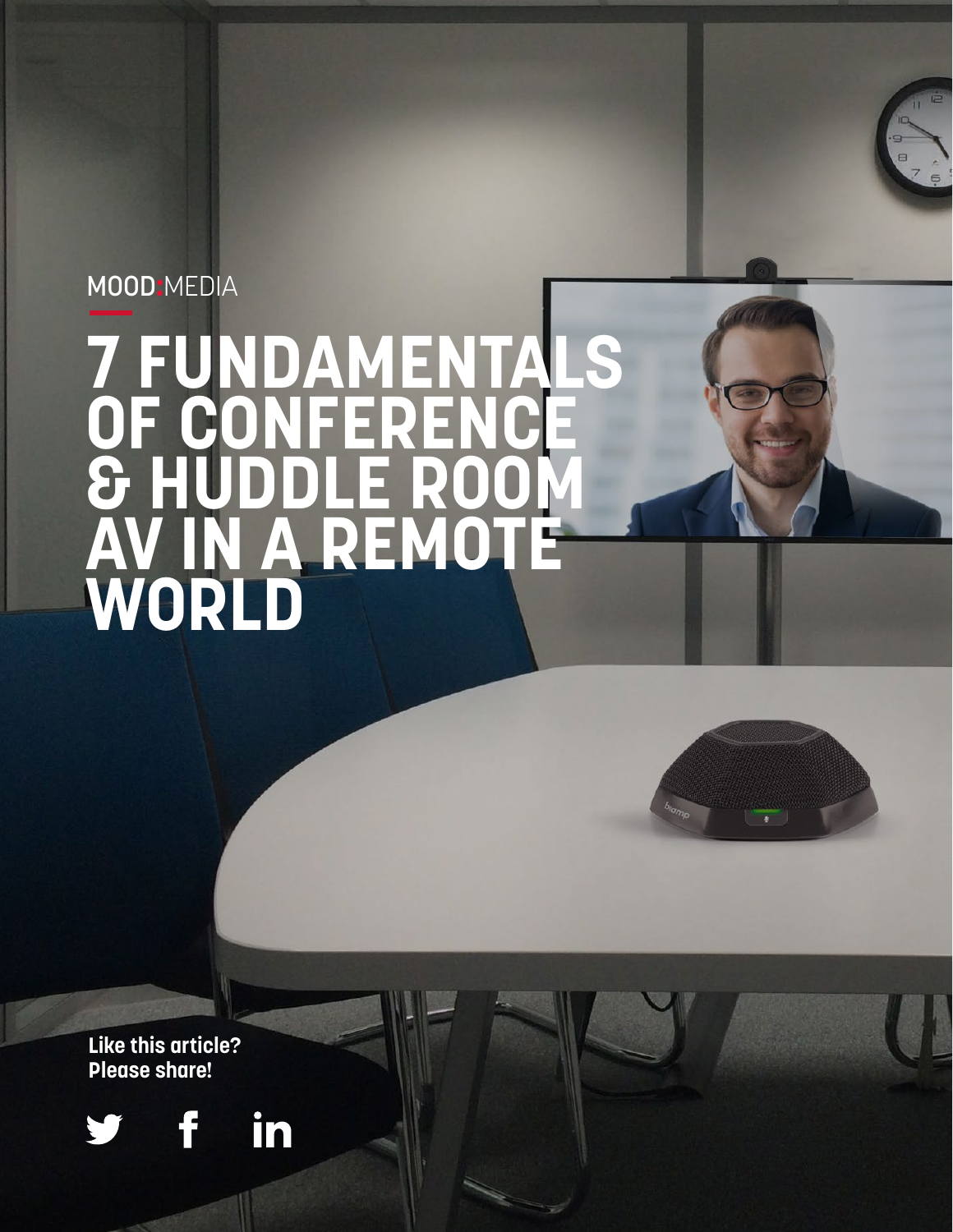MOOD:MEDIA

# 7 FUNDAMENTALS OF CONFERENCE & HUDDLE ROOM AV IN A REMOTE WORLD

**Like this article? Please share!**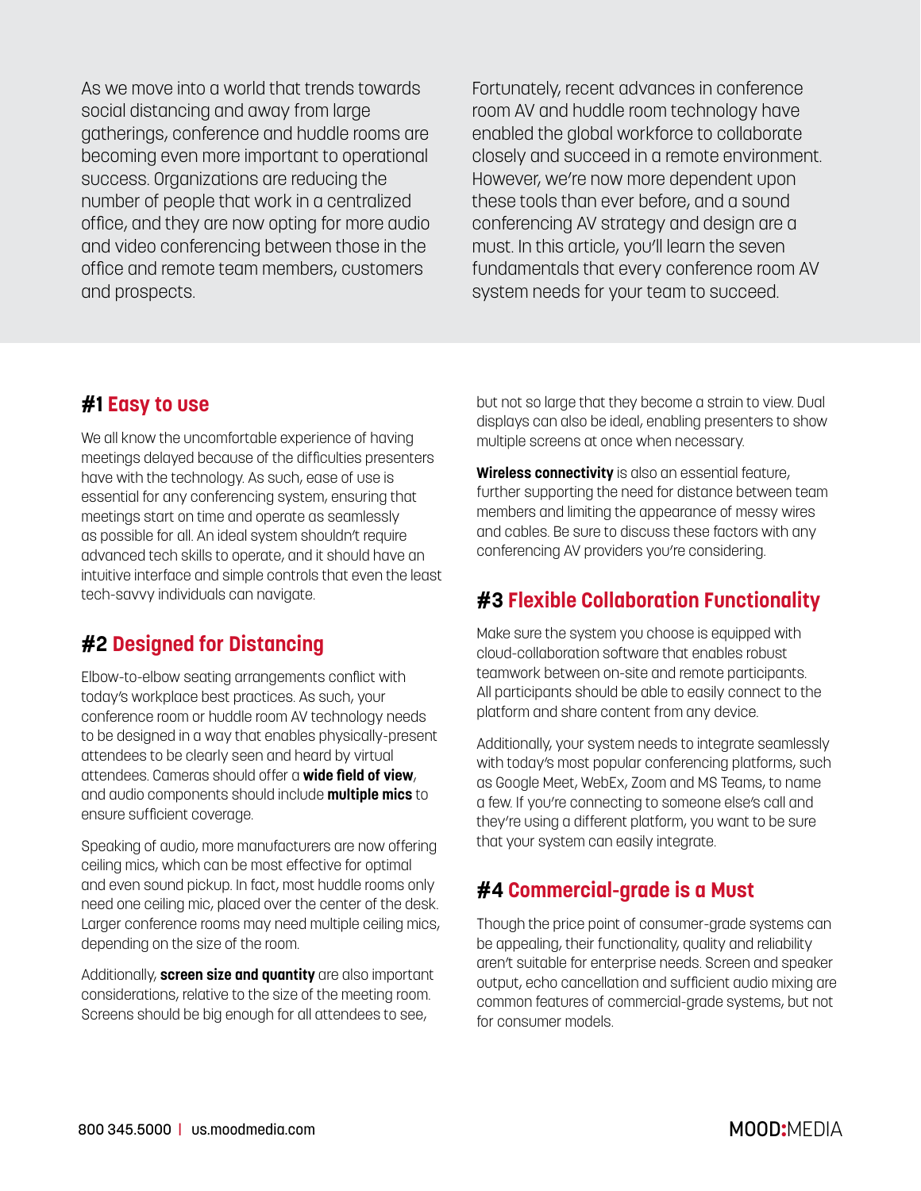As we move into a world that trends towards social distancing and away from large gatherings, conference and huddle rooms are becoming even more important to operational success. Organizations are reducing the number of people that work in a centralized office, and they are now opting for more audio and video conferencing between those in the office and remote team members, customers and prospects.

Fortunately, recent advances in conference room AV and huddle room technology have enabled the global workforce to collaborate closely and succeed in a remote environment. However, we're now more dependent upon these tools than ever before, and a sound conferencing AV strategy and design are a must. In this article, you'll learn the seven fundamentals that every conference room AV system needs for your team to succeed.

## #1 Easy to use

We all know the uncomfortable experience of having meetings delayed because of the difficulties presenters have with the technology. As such, ease of use is essential for any conferencing system, ensuring that meetings start on time and operate as seamlessly as possible for all. An ideal system shouldn't require advanced tech skills to operate, and it should have an intuitive interface and simple controls that even the least tech-savvy individuals can navigate.

## #2 Designed for Distancing

Elbow-to-elbow seating arrangements conflict with today's workplace best practices. As such, your conference room or huddle room AV technology needs to be designed in a way that enables physically-present attendees to be clearly seen and heard by virtual attendees. Cameras should offer a **wide field of view**, and audio components should include **multiple mics** to ensure sufficient coverage.

Speaking of audio, more manufacturers are now offering ceiling mics, which can be most effective for optimal and even sound pickup. In fact, most huddle rooms only need one ceiling mic, placed over the center of the desk. Larger conference rooms may need multiple ceiling mics, depending on the size of the room.

Additionally, **screen size and quantity** are also important considerations, relative to the size of the meeting room. Screens should be big enough for all attendees to see, but not so large that they become a strain to view. Dual displays can also be ideal, enabling presenters to show multiple screens at once when necessary.

**Wireless connectivity** is also an essential feature, further supporting the need for distance between team members and limiting the appearance of messy wires and cables. Be sure to discuss these factors with any conferencing AV providers you're considering.

## #3 Flexible Collaboration Functionality

Make sure the system you choose is equipped with cloud-collaboration software that enables robust teamwork between on-site and remote participants. All participants should be able to easily connect to the platform and share content from any device.

Additionally, your system needs to integrate seamlessly with today's most popular conferencing platforms, such as Google Meet, WebEx, Zoom and MS Teams, to name a few. If you're connecting to someone else's call and they're using a different platform, you want to be sure that your system can easily integrate.

## #4 Commercial-grade is a Must

Though the price point of consumer-grade systems can be appealing, their functionality, quality and reliability aren't suitable for enterprise needs. Screen and speaker output, echo cancellation and sufficient audio mixing are common features of commercial-grade systems, but not for consumer models.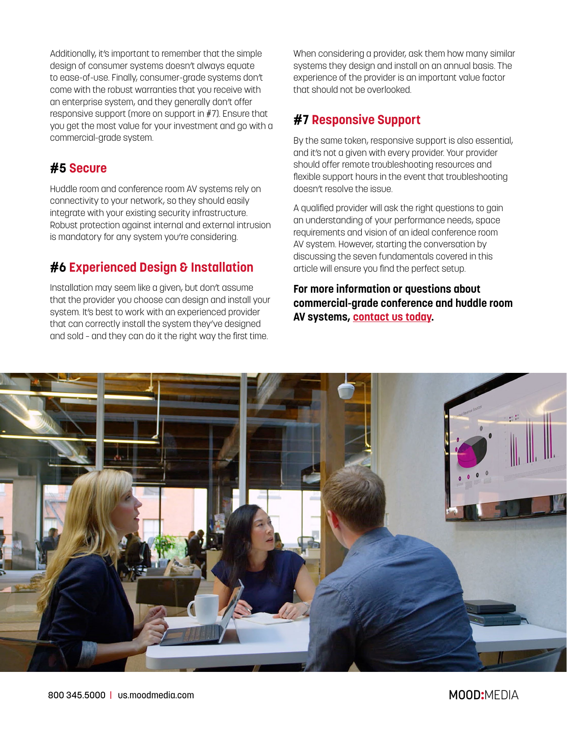Additionally, it's important to remember that the simple design of consumer systems doesn't always equate to ease-of-use. Finally, consumer-grade systems don't come with the robust warranties that you receive with an enterprise system, and they generally don't offer responsive support (more on support in #7). Ensure that you get the most value for your investment and go with a commercial-grade system.

## #5 Secure

Huddle room and conference room AV systems rely on connectivity to your network, so they should easily integrate with your existing security infrastructure. Robust protection against internal and external intrusion is mandatory for any system you're considering.

## #6 Experienced Design & Installation

Installation may seem like a given, but don't assume that the provider you choose can design and install your system. It's best to work with an experienced provider that can correctly install the system they've designed and sold - and they can do it the right way the first time.

When considering a provider, ask them how many similar systems they design and install on an annual basis. The experience of the provider is an important value factor that should not be overlooked.

## #7 Responsive Support

By the same token, responsive support is also essential, and it's not a given with every provider. Your provider should offer remote troubleshooting resources and flexible support hours in the event that troubleshooting doesn't resolve the issue.

A qualified provider will ask the right questions to gain an understanding of your performance needs, space requirements and vision of an ideal conference room AV system. However, starting the conversation by discussing the seven fundamentals covered in this article will ensure you find the perfect setup.

**For more information or questions about commercial-grade conference and huddle room AV systems, contact us today.**

800 345.5000 | us.moodmedia.com

MOOD:MEDIA